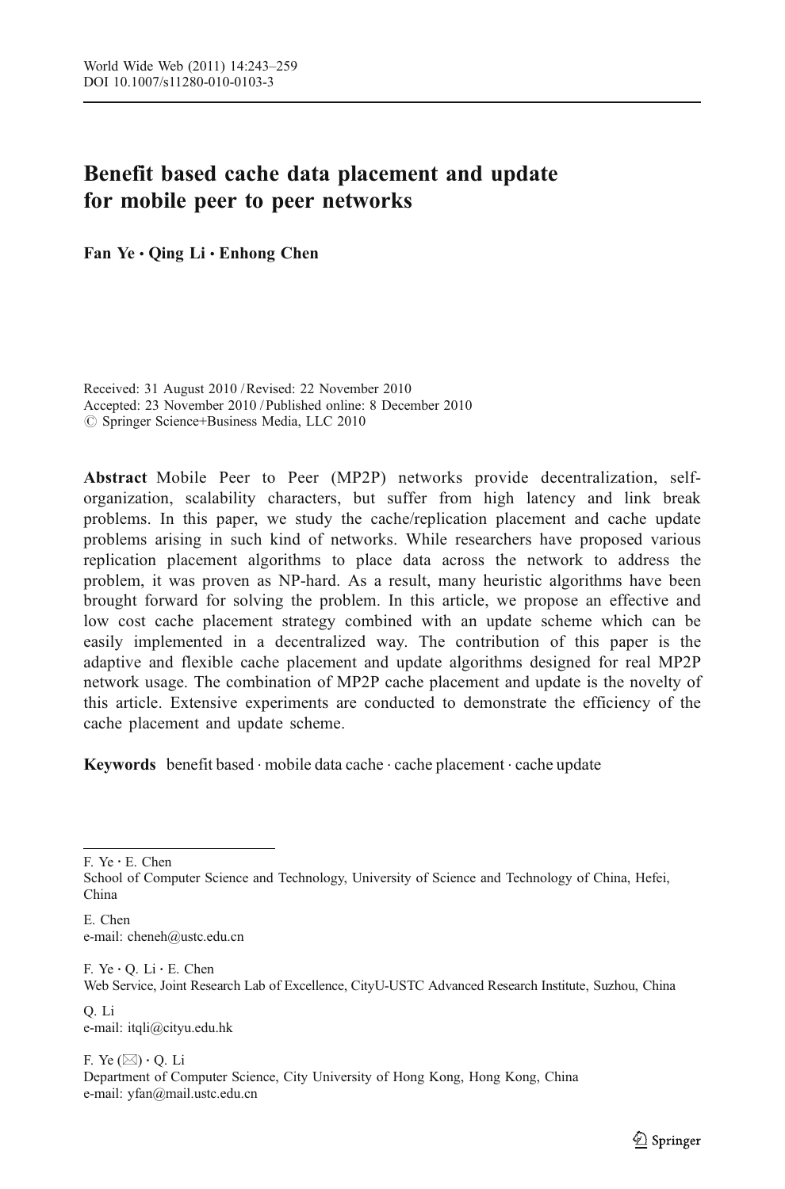# Benefit based cache data placement and update for mobile peer to peer networks

**Fan Ye · Qing Li · Enhong Chen**

Received: 31 August 2010 / Revised: 22 November 2010
Accepted: 23 November 2010 / Published online: 8 December 2010
© Springer Science+Business Media, LLC 2010

**Abstract** Mobile Peer to Peer (MP2P) networks provide decentralization, self-organization, scalability characters, but suffer from high latency and link break problems. In this paper, we study the cache/replication placement and cache update problems arising in such kind of networks. While researchers have proposed various replication placement algorithms to place data across the network to address the problem, it was proven as NP-hard. As a result, many heuristic algorithms have been brought forward for solving the problem. In this article, we propose an effective and low cost cache placement strategy combined with an update scheme which can be easily implemented in a decentralized way. The contribution of this paper is the adaptive and flexible cache placement and update algorithms designed for real MP2P network usage. The combination of MP2P cache placement and update is the novelty of this article. Extensive experiments are conducted to demonstrate the efficiency of the cache placement and update scheme.

**Keywords** benefit based · mobile data cache · cache placement · cache update

---

F. Ye · E. Chen
School of Computer Science and Technology, University of Science and Technology of China, Hefei, China

E. Chen
e-mail: cheneh@ustc.edu.cn

F. Ye · Q. Li · E. Chen
Web Service, Joint Research Lab of Excellence, CityU-USTC Advanced Research Institute, Suzhou, China

Q. Li
e-mail: itqli@cityu.edu.hk

F. Ye (✉) · Q. Li
Department of Computer Science, City University of Hong Kong, Hong Kong, China
e-mail: yfan@mail.ustc.edu.cn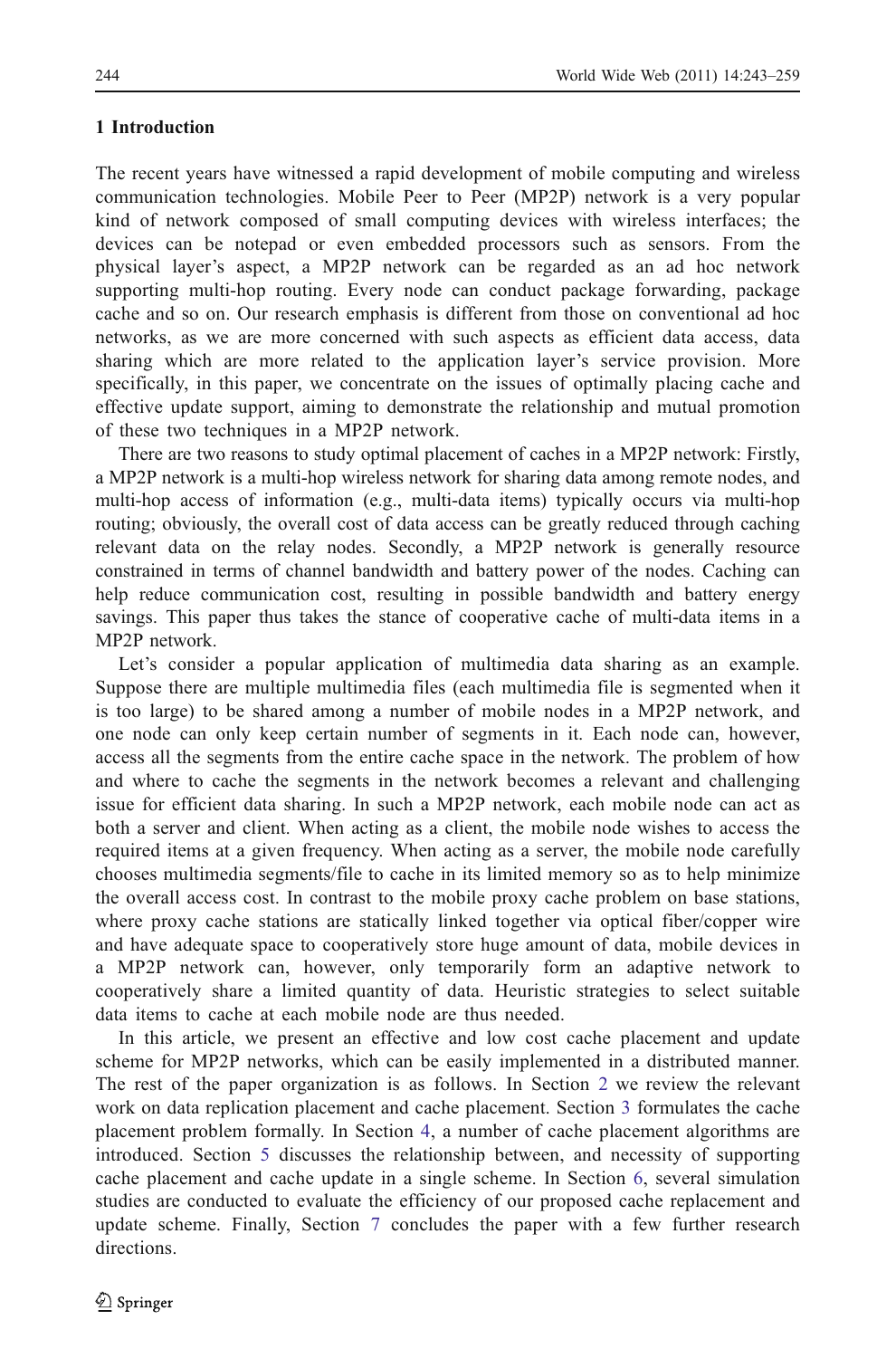## 1 Introduction

The recent years have witnessed a rapid development of mobile computing and wireless communication technologies. Mobile Peer to Peer (MP2P) network is a very popular kind of network composed of small computing devices with wireless interfaces; the devices can be notepad or even embedded processors such as sensors. From the physical layer's aspect, a MP2P network can be regarded as an ad hoc network supporting multi-hop routing. Every node can conduct package forwarding, package cache and so on. Our research emphasis is different from those on conventional ad hoc networks, as we are more concerned with such aspects as efficient data access, data sharing which are more related to the application layer's service provision. More specifically, in this paper, we concentrate on the issues of optimally placing cache and effective update support, aiming to demonstrate the relationship and mutual promotion of these two techniques in a MP2P network.

There are two reasons to study optimal placement of caches in a MP2P network: Firstly, a MP2P network is a multi-hop wireless network for sharing data among remote nodes, and multi-hop access of information (e.g., multi-data items) typically occurs via multi-hop routing; obviously, the overall cost of data access can be greatly reduced through caching relevant data on the relay nodes. Secondly, a MP2P network is generally resource constrained in terms of channel bandwidth and battery power of the nodes. Caching can help reduce communication cost, resulting in possible bandwidth and battery energy savings. This paper thus takes the stance of cooperative cache of multi-data items in a MP2P network.

Let's consider a popular application of multimedia data sharing as an example. Suppose there are multiple multimedia files (each multimedia file is segmented when it is too large) to be shared among a number of mobile nodes in a MP2P network, and one node can only keep certain number of segments in it. Each node can, however, access all the segments from the entire cache space in the network. The problem of how and where to cache the segments in the network becomes a relevant and challenging issue for efficient data sharing. In such a MP2P network, each mobile node can act as both a server and client. When acting as a client, the mobile node wishes to access the required items at a given frequency. When acting as a server, the mobile node carefully chooses multimedia segments/file to cache in its limited memory so as to help minimize the overall access cost. In contrast to the mobile proxy cache problem on base stations, where proxy cache stations are statically linked together via optical fiber/copper wire and have adequate space to cooperatively store huge amount of data, mobile devices in a MP2P network can, however, only temporarily form an adaptive network to cooperatively share a limited quantity of data. Heuristic strategies to select suitable data items to cache at each mobile node are thus needed.

In this article, we present an effective and low cost cache placement and update scheme for MP2P networks, which can be easily implemented in a distributed manner. The rest of the paper organization is as follows. In Section 2 we review the relevant work on data replication placement and cache placement. Section 3 formulates the cache placement problem formally. In Section 4, a number of cache placement algorithms are introduced. Section 5 discusses the relationship between, and necessity of supporting cache placement and cache update in a single scheme. In Section 6, several simulation studies are conducted to evaluate the efficiency of our proposed cache replacement and update scheme. Finally, Section 7 concludes the paper with a few further research directions.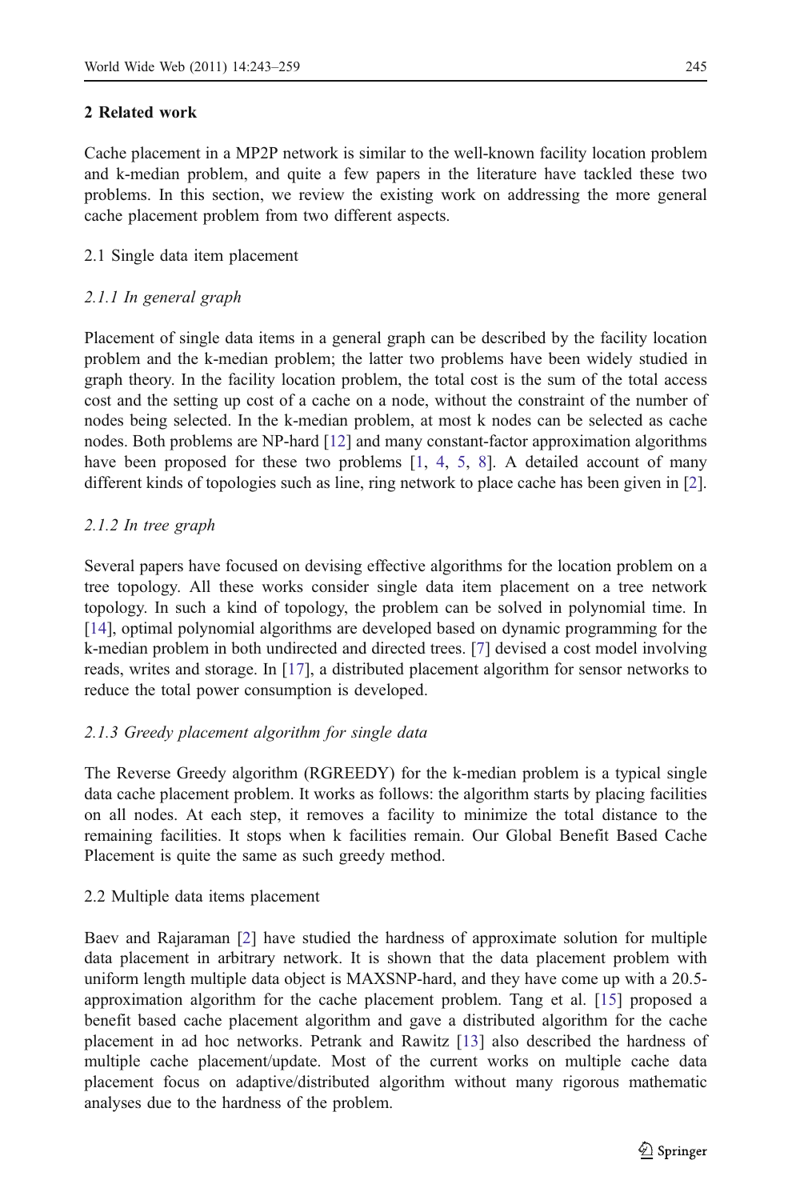## 2 Related work

Cache placement in a MP2P network is similar to the well-known facility location problem and k-median problem, and quite a few papers in the literature have tackled these two problems. In this section, we review the existing work on addressing the more general cache placement problem from two different aspects.

### 2.1 Single data item placement

#### *2.1.1 In general graph*

Placement of single data items in a general graph can be described by the facility location problem and the k-median problem; the latter two problems have been widely studied in graph theory. In the facility location problem, the total cost is the sum of the total access cost and the setting up cost of a cache on a node, without the constraint of the number of nodes being selected. In the k-median problem, at most k nodes can be selected as cache nodes. Both problems are NP-hard [12] and many constant-factor approximation algorithms have been proposed for these two problems [1, 4, 5, 8]. A detailed account of many different kinds of topologies such as line, ring network to place cache has been given in [2].

#### *2.1.2 In tree graph*

Several papers have focused on devising effective algorithms for the location problem on a tree topology. All these works consider single data item placement on a tree network topology. In such a kind of topology, the problem can be solved in polynomial time. In [14], optimal polynomial algorithms are developed based on dynamic programming for the k-median problem in both undirected and directed trees. [7] devised a cost model involving reads, writes and storage. In [17], a distributed placement algorithm for sensor networks to reduce the total power consumption is developed.

#### *2.1.3 Greedy placement algorithm for single data*

The Reverse Greedy algorithm (RGREEDY) for the k-median problem is a typical single data cache placement problem. It works as follows: the algorithm starts by placing facilities on all nodes. At each step, it removes a facility to minimize the total distance to the remaining facilities. It stops when k facilities remain. Our Global Benefit Based Cache Placement is quite the same as such greedy method.

### 2.2 Multiple data items placement

Baev and Rajaraman [2] have studied the hardness of approximate solution for multiple data placement in arbitrary network. It is shown that the data placement problem with uniform length multiple data object is MAXSNP-hard, and they have come up with a 20.5-approximation algorithm for the cache placement problem. Tang et al. [15] proposed a benefit based cache placement algorithm and gave a distributed algorithm for the cache placement in ad hoc networks. Petrank and Rawitz [13] also described the hardness of multiple cache placement/update. Most of the current works on multiple cache data placement focus on adaptive/distributed algorithm without many rigorous mathematic analyses due to the hardness of the problem.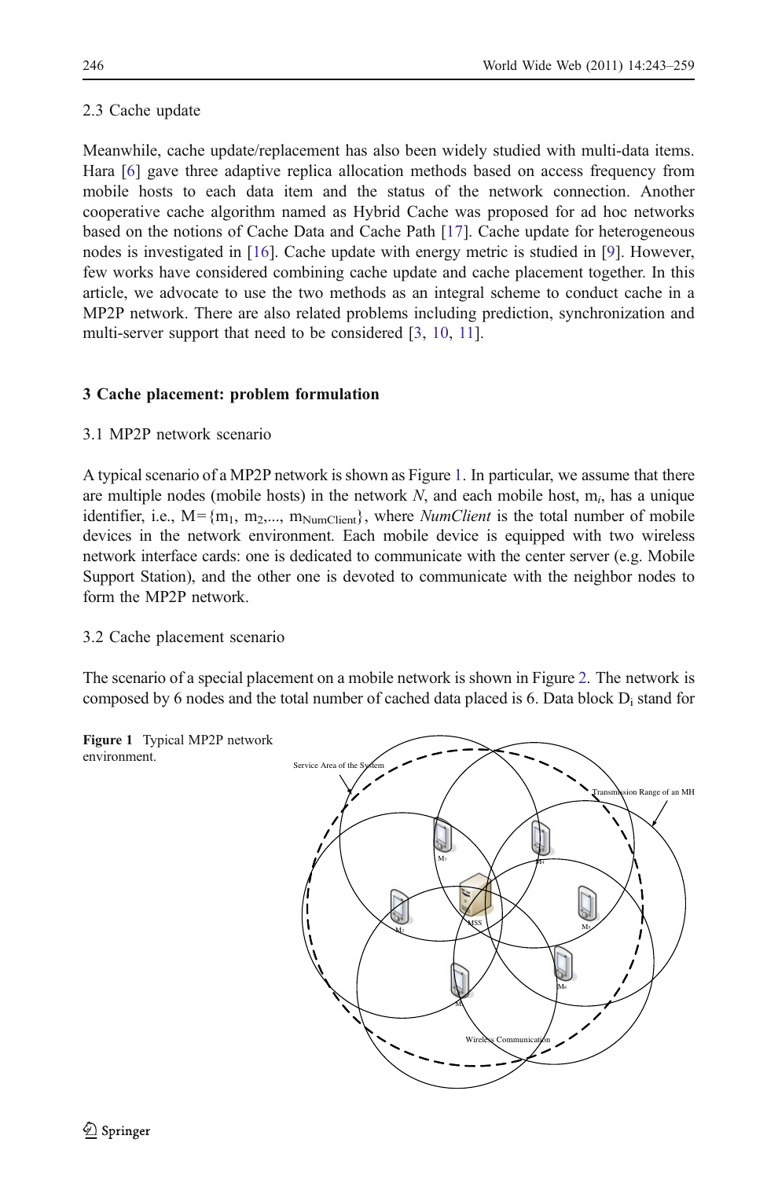2.3 Cache update

Meanwhile, cache update/replacement has also been widely studied with multi-data items. Hara [6] gave three adaptive replica allocation methods based on access frequency from mobile hosts to each data item and the status of the network connection. Another cooperative cache algorithm named as Hybrid Cache was proposed for ad hoc networks based on the notions of Cache Data and Cache Path [17]. Cache update for heterogeneous nodes is investigated in [16]. Cache update with energy metric is studied in [9]. However, few works have considered combining cache update and cache placement together. In this article, we advocate to use the two methods as an integral scheme to conduct cache in a MP2P network. There are also related problems including prediction, synchronization and multi-server support that need to be considered [3, 10, 11].

## 3 Cache placement: problem formulation

3.1 MP2P network scenario

A typical scenario of a MP2P network is shown as Figure 1. In particular, we assume that there are multiple nodes (mobile hosts) in the network *N*, and each mobile host, $m_i$, has a unique identifier, i.e., $M=\{m_1, m_2, ..., m_{NumClient}\}$, where *NumClient* is the total number of mobile devices in the network environment. Each mobile device is equipped with two wireless network interface cards: one is dedicated to communicate with the center server (e.g. Mobile Support Station), and the other one is devoted to communicate with the neighbor nodes to form the MP2P network.

3.2 Cache placement scenario

The scenario of a special placement on a mobile network is shown in Figure 2. The network is composed by 6 nodes and the total number of cached data placed is 6. Data block $D_i$ stand for

**Figure 1** Typical MP2P network environment.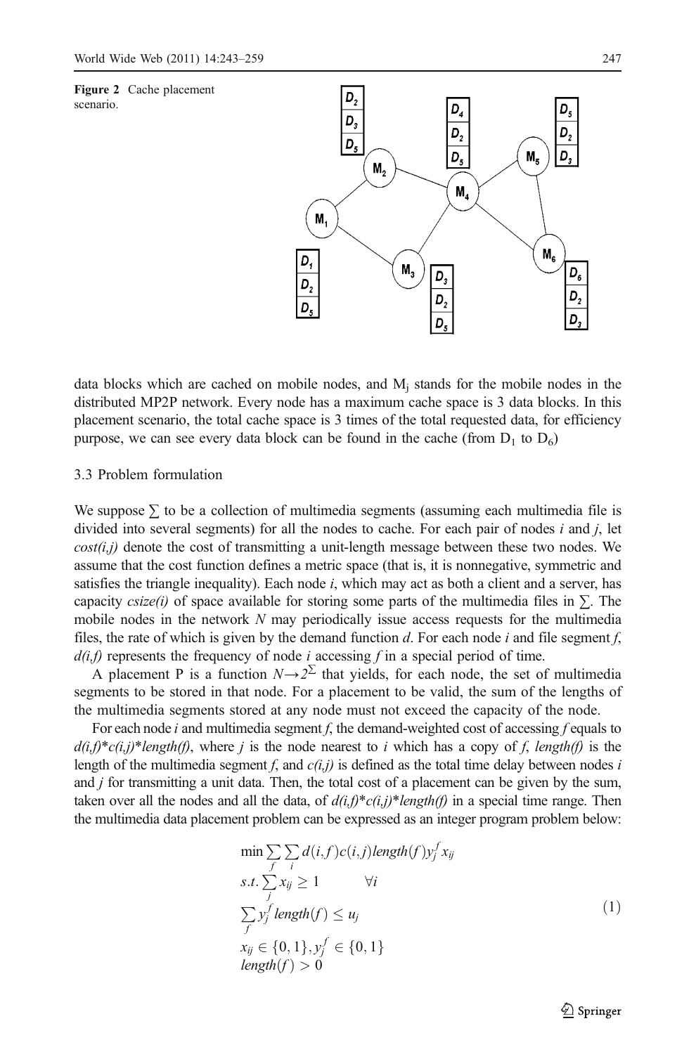Figure 2 Cache placement scenario.

data blocks which are cached on mobile nodes, and $M_j$ stands for the mobile nodes in the distributed MP2P network. Every node has a maximum cache space is 3 data blocks. In this placement scenario, the total cache space is 3 times of the total requested data, for efficiency purpose, we can see every data block can be found in the cache (from $D_1$ to $D_6$)

### 3.3 Problem formulation

We suppose $\sum$ to be a collection of multimedia segments (assuming each multimedia file is divided into several segments) for all the nodes to cache. For each pair of nodes *i* and *j*, let *cost(i,j)* denote the cost of transmitting a unit-length message between these two nodes. We assume that the cost function defines a metric space (that is, it is nonnegative, symmetric and satisfies the triangle inequality). Each node *i*, which may act as both a client and a server, has capacity *csize(i)* of space available for storing some parts of the multimedia files in $\sum$. The mobile nodes in the network *N* may periodically issue access requests for the multimedia files, the rate of which is given by the demand function *d*. For each node *i* and file segment *f*, *d(i,f)* represents the frequency of node *i* accessing *f* in a special period of time.

A placement P is a function $N \rightarrow 2^{\Sigma}$ that yields, for each node, the set of multimedia segments to be stored in that node. For a placement to be valid, the sum of the lengths of the multimedia segments stored at any node must not exceed the capacity of the node.

For each node *i* and multimedia segment *f*, the demand-weighted cost of accessing *f* equals to *d(i,f)*\**c(i,j)*\**length(f)*, where *j* is the node nearest to *i* which has a copy of *f*, *length(f)* is the length of the multimedia segment *f*, and *c(i,j)* is defined as the total time delay between nodes *i* and *j* for transmitting a unit data. Then, the total cost of a placement can be given by the sum, taken over all the nodes and all the data, of *d(i,f)*\**c(i,j)*\**length(f)* in a special time range. Then the multimedia data placement problem can be expressed as an integer program problem below:

$$
\begin{aligned}
& \min \sum_{f} \sum_{i} d(i,f)c(i,j)length(f)y_j^f x_{ij} \\
& s.t. \sum_{j} x_{ij} \geq 1 \qquad \forall i \\
& \sum_{f} y_j^f \, length(f) \leq u_j \\
& x_{ij} \in \{0,1\}, y_j^f \in \{0,1\} \\
& length(f) > 0
\end{aligned} \tag{1}
$$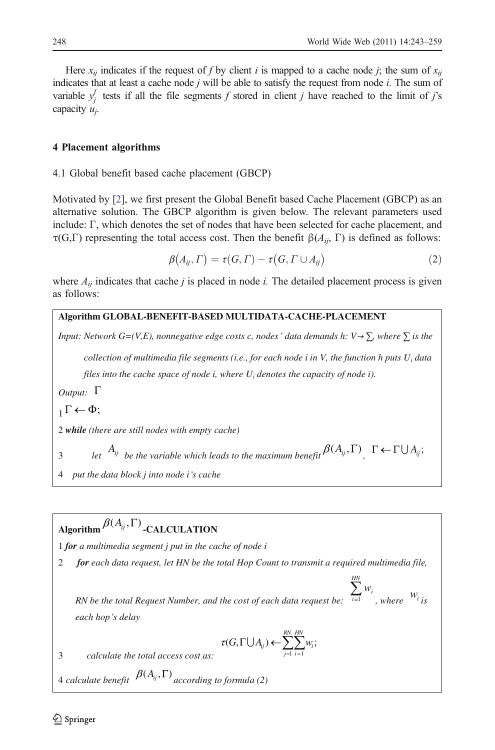Here $x_{ij}$ indicates if the request of $f$ by client $i$ is mapped to a cache node $j$; the sum of $x_{ij}$ indicates that at least a cache node $j$ will be able to satisfy the request from node $i$. The sum of variable $y_j^f$ tests if all the file segments $f$ stored in client $j$ have reached to the limit of $j$'s capacity $u_j$.

## 4 Placement algorithms

### 4.1 Global benefit based cache placement (GBCP)

Motivated by [2], we first present the Global Benefit based Cache Placement (GBCP) as an alternative solution. The GBCP algorithm is given below. The relevant parameters used include: $\Gamma$, which denotes the set of nodes that have been selected for cache placement, and $\tau(G,\Gamma)$ representing the total access cost. Then the benefit $\beta(A_{ij}, \Gamma)$ is defined as follows:

$$\beta(A_{ij}, \Gamma) = \tau(G, \Gamma) - \tau(G, \Gamma \cup A_{ij}) \tag{2}$$

where $A_{ij}$ indicates that cache $j$ is placed in node $i$. The detailed placement process is given as follows:

**Algorithm GLOBAL-BENEFIT-BASED MULTIDATA-CACHE-PLACEMENT**

*Input: Network $G=(V,E)$, nonnegative edge costs c, nodes' data demands $h: V \rightarrow \sum$, where $\sum$ is the collection of multimedia file segments (i.e., for each node i in V, the function h puts $U_i$ data files into the cache space of node i, where $U_i$ denotes the capacity of node i).*

*Output:* $\Gamma$

1 $\Gamma \leftarrow \Phi$;

2 ***while*** *(there are still nodes with empty cache)*

3 *let* $A_{ij}$ *be the variable which leads to the maximum benefit* $\beta(A_{ij}, \Gamma)$, $\Gamma \leftarrow \Gamma \bigcup A_{ij}$;

4 *put the data block j into node i's cache*

**Algorithm $\beta(A_{ij}, \Gamma)$-CALCULATION**

1 ***for*** *a multimedia segment j put in the cache of node i*

2 ***for*** *each data request, let HN be the total Hop Count to transmit a required multimedia file, RN be the total Request Number, and the cost of each data request be:* $\sum_{i=1}^{HN} w_i$*, where* $w_i$ *is each hop's delay*

3 *calculate the total access cost as:* $\tau(G, \Gamma \bigcup A_{ij}) \leftarrow \sum_{j=1}^{RN} \sum_{i=1}^{HN} w_i$;

4 *calculate benefit* $\beta(A_{ij}, \Gamma)$ *according to formula (2)*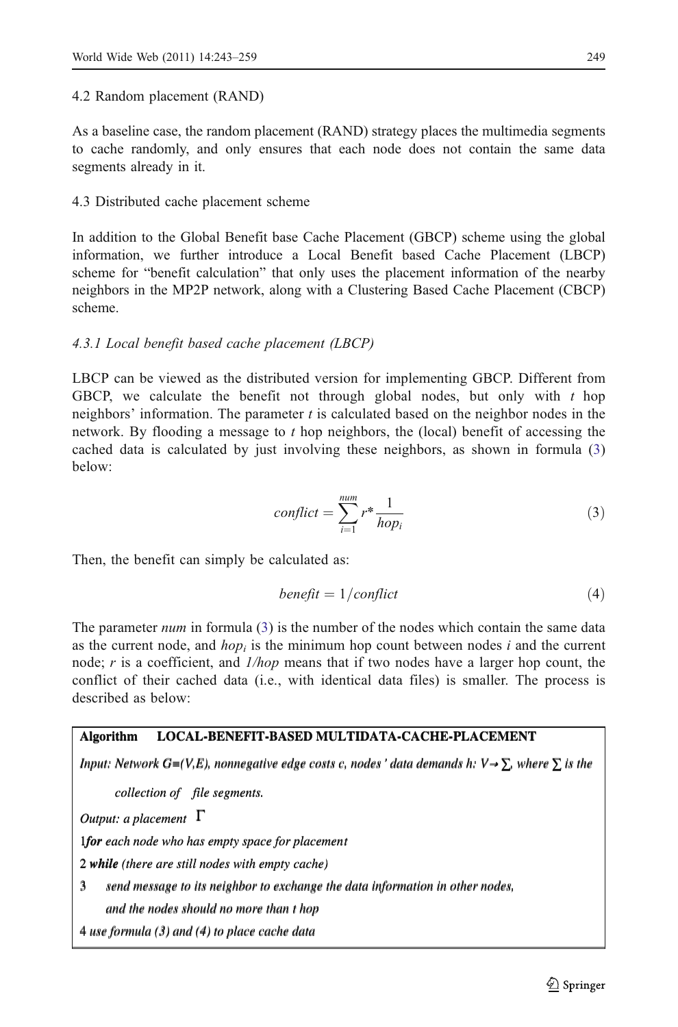### 4.2 Random placement (RAND)

As a baseline case, the random placement (RAND) strategy places the multimedia segments to cache randomly, and only ensures that each node does not contain the same data segments already in it.

### 4.3 Distributed cache placement scheme

In addition to the Global Benefit base Cache Placement (GBCP) scheme using the global information, we further introduce a Local Benefit based Cache Placement (LBCP) scheme for "benefit calculation" that only uses the placement information of the nearby neighbors in the MP2P network, along with a Clustering Based Cache Placement (CBCP) scheme.

#### *4.3.1 Local benefit based cache placement (LBCP)*

LBCP can be viewed as the distributed version for implementing GBCP. Different from GBCP, we calculate the benefit not through global nodes, but only with $t$ hop neighbors' information. The parameter $t$ is calculated based on the neighbor nodes in the network. By flooding a message to $t$ hop neighbors, the (local) benefit of accessing the cached data is calculated by just involving these neighbors, as shown in formula (3) below:

$$conflict = \sum_{i=1}^{num} r^* \frac{1}{hop_i} \tag{3}$$

Then, the benefit can simply be calculated as:

$$benefit = 1/conflict \tag{4}$$

The parameter *num* in formula (3) is the number of the nodes which contain the same data as the current node, and $hop_i$ is the minimum hop count between nodes $i$ and the current node; $r$ is a coefficient, and *1/hop* means that if two nodes have a larger hop count, the conflict of their cached data (i.e., with identical data files) is smaller. The process is described as below:

**Algorithm LOCAL-BENEFIT-BASED MULTIDATA-CACHE-PLACEMENT**

*Input: Network G≡(V,E), nonnegative edge costs c, nodes' data demands h: V→∑, where ∑ is the collection of file segments.*

*Output: a placement* $\Gamma$

1 ***for*** *each node who has empty space for placement*

2 ***while*** *(there are still nodes with empty cache)*

3 *send message to its neighbor to exchange the data information in other nodes, and the nodes should no more than t hop*

4 *use formula (3) and (4) to place cache data*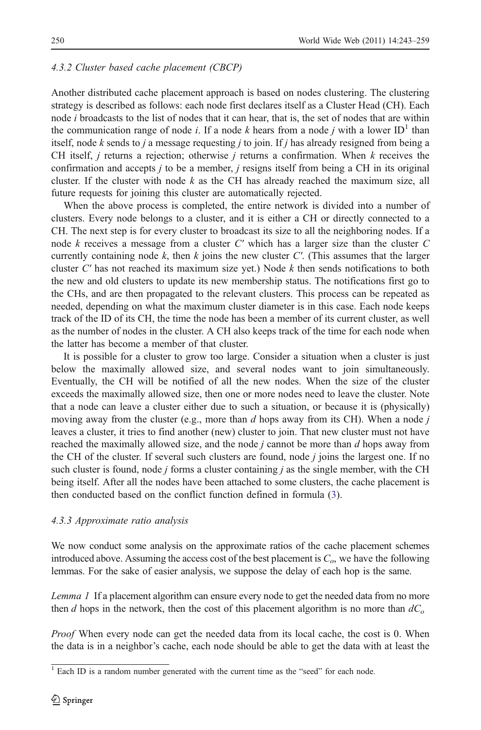#### 4.3.2 Cluster based cache placement (CBCP)

Another distributed cache placement approach is based on nodes clustering. The clustering strategy is described as follows: each node first declares itself as a Cluster Head (CH). Each node $i$ broadcasts to the list of nodes that it can hear, that is, the set of nodes that are within the communication range of node $i$. If a node $k$ hears from a node $j$ with a lower ID[1] than itself, node $k$ sends to $j$ a message requesting $j$ to join. If $j$ has already resigned from being a CH itself, $j$ returns a rejection; otherwise $j$ returns a confirmation. When $k$ receives the confirmation and accepts $j$ to be a member, $j$ resigns itself from being a CH in its original cluster. If the cluster with node $k$ as the CH has already reached the maximum size, all future requests for joining this cluster are automatically rejected.

When the above process is completed, the entire network is divided into a number of clusters. Every node belongs to a cluster, and it is either a CH or directly connected to a CH. The next step is for every cluster to broadcast its size to all the neighboring nodes. If a node $k$ receives a message from a cluster $C'$ which has a larger size than the cluster $C$ currently containing node $k$, then $k$ joins the new cluster $C'$. (This assumes that the larger cluster $C'$ has not reached its maximum size yet.) Node $k$ then sends notifications to both the new and old clusters to update its new membership status. The notifications first go to the CHs, and are then propagated to the relevant clusters. This process can be repeated as needed, depending on what the maximum cluster diameter is in this case. Each node keeps track of the ID of its CH, the time the node has been a member of its current cluster, as well as the number of nodes in the cluster. A CH also keeps track of the time for each node when the latter has become a member of that cluster.

It is possible for a cluster to grow too large. Consider a situation when a cluster is just below the maximally allowed size, and several nodes want to join simultaneously. Eventually, the CH will be notified of all the new nodes. When the size of the cluster exceeds the maximally allowed size, then one or more nodes need to leave the cluster. Note that a node can leave a cluster either due to such a situation, or because it is (physically) moving away from the cluster (e.g., more than $d$ hops away from its CH). When a node $j$ leaves a cluster, it tries to find another (new) cluster to join. That new cluster must not have reached the maximally allowed size, and the node $j$ cannot be more than $d$ hops away from the CH of the cluster. If several such clusters are found, node $j$ joins the largest one. If no such cluster is found, node $j$ forms a cluster containing $j$ as the single member, with the CH being itself. After all the nodes have been attached to some clusters, the cache placement is then conducted based on the conflict function defined in formula (3).

#### 4.3.3 Approximate ratio analysis

We now conduct some analysis on the approximate ratios of the cache placement schemes introduced above. Assuming the access cost of the best placement is $C_o$, we have the following lemmas. For the sake of easier analysis, we suppose the delay of each hop is the same.

*Lemma 1* If a placement algorithm can ensure every node to get the needed data from no more then $d$ hops in the network, then the cost of this placement algorithm is no more than $dC_o$

*Proof* When every node can get the needed data from its local cache, the cost is 0. When the data is in a neighbor's cache, each node should be able to get the data with at least the

[1] Each ID is a random number generated with the current time as the "seed" for each node.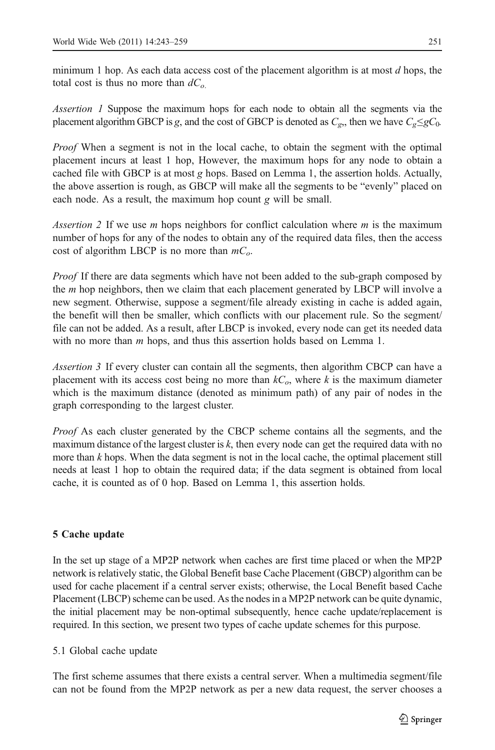minimum 1 hop. As each data access cost of the placement algorithm is at most $d$ hops, the total cost is thus no more than $dC_o$.

*Assertion 1* Suppose the maximum hops for each node to obtain all the segments via the placement algorithm GBCP is $g$, and the cost of GBCP is denoted as $C_g$,, then we have $C_g \leq gC_0$.

*Proof* When a segment is not in the local cache, to obtain the segment with the optimal placement incurs at least 1 hop, However, the maximum hops for any node to obtain a cached file with GBCP is at most $g$ hops. Based on Lemma 1, the assertion holds. Actually, the above assertion is rough, as GBCP will make all the segments to be "evenly" placed on each node. As a result, the maximum hop count $g$ will be small.

*Assertion 2* If we use $m$ hops neighbors for conflict calculation where $m$ is the maximum number of hops for any of the nodes to obtain any of the required data files, then the access cost of algorithm LBCP is no more than $mC_o$.

*Proof* If there are data segments which have not been added to the sub-graph composed by the $m$ hop neighbors, then we claim that each placement generated by LBCP will involve a new segment. Otherwise, suppose a segment/file already existing in cache is added again, the benefit will then be smaller, which conflicts with our placement rule. So the segment/file can not be added. As a result, after LBCP is invoked, every node can get its needed data with no more than $m$ hops, and thus this assertion holds based on Lemma 1.

*Assertion 3* If every cluster can contain all the segments, then algorithm CBCP can have a placement with its access cost being no more than $kC_o$, where $k$ is the maximum diameter which is the maximum distance (denoted as minimum path) of any pair of nodes in the graph corresponding to the largest cluster.

*Proof* As each cluster generated by the CBCP scheme contains all the segments, and the maximum distance of the largest cluster is $k$, then every node can get the required data with no more than $k$ hops. When the data segment is not in the local cache, the optimal placement still needs at least 1 hop to obtain the required data; if the data segment is obtained from local cache, it is counted as of 0 hop. Based on Lemma 1, this assertion holds.

## 5 Cache update

In the set up stage of a MP2P network when caches are first time placed or when the MP2P network is relatively static, the Global Benefit base Cache Placement (GBCP) algorithm can be used for cache placement if a central server exists; otherwise, the Local Benefit based Cache Placement (LBCP) scheme can be used. As the nodes in a MP2P network can be quite dynamic, the initial placement may be non-optimal subsequently, hence cache update/replacement is required. In this section, we present two types of cache update schemes for this purpose.

### 5.1 Global cache update

The first scheme assumes that there exists a central server. When a multimedia segment/file can not be found from the MP2P network as per a new data request, the server chooses a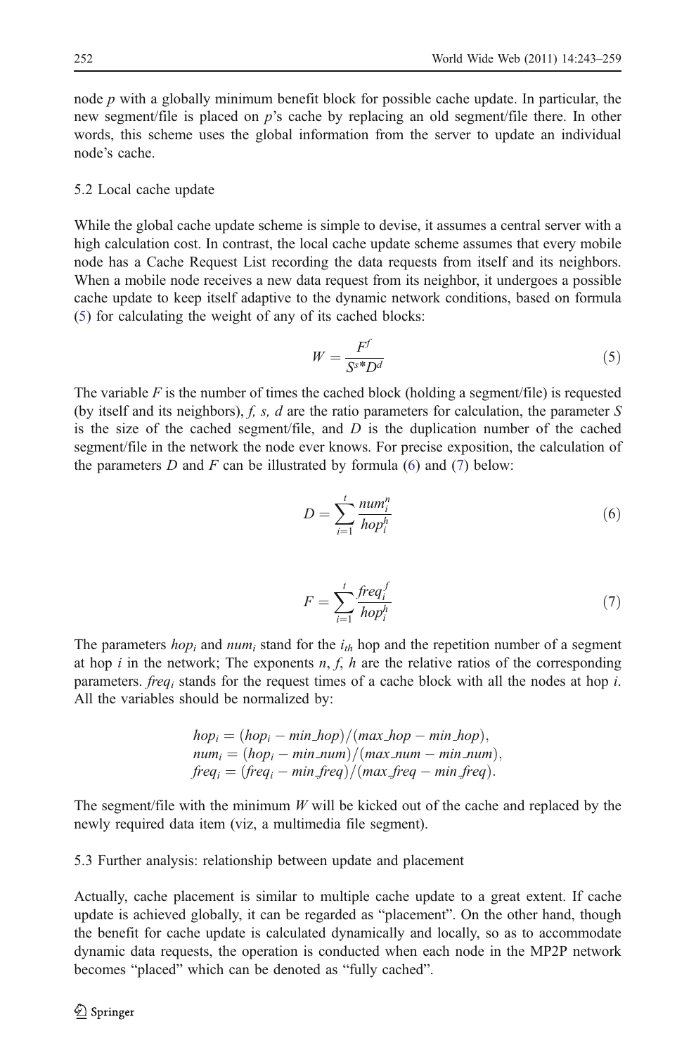node $p$ with a globally minimum benefit block for possible cache update. In particular, the new segment/file is placed on $p$'s cache by replacing an old segment/file there. In other words, this scheme uses the global information from the server to update an individual node's cache.

### 5.2 Local cache update

While the global cache update scheme is simple to devise, it assumes a central server with a high calculation cost. In contrast, the local cache update scheme assumes that every mobile node has a Cache Request List recording the data requests from itself and its neighbors. When a mobile node receives a new data request from its neighbor, it undergoes a possible cache update to keep itself adaptive to the dynamic network conditions, based on formula (5) for calculating the weight of any of its cached blocks:

$$W = \frac{F^f}{S^s * D^d} \tag{5}$$

The variable $F$ is the number of times the cached block (holding a segment/file) is requested (by itself and its neighbors), $f$, $s$, $d$ are the ratio parameters for calculation, the parameter $S$ is the size of the cached segment/file, and $D$ is the duplication number of the cached segment/file in the network the node ever knows. For precise exposition, the calculation of the parameters $D$ and $F$ can be illustrated by formula (6) and (7) below:

$$D = \sum_{i=1}^{t} \frac{num_i^n}{hop_i^h} \tag{6}$$

$$F = \sum_{i=1}^{t} \frac{freq_i^f}{hop_i^h} \tag{7}$$

The parameters $hop_i$ and $num_i$ stand for the $i_{th}$ hop and the repetition number of a segment at hop $i$ in the network; The exponents $n$, $f$, $h$ are the relative ratios of the corresponding parameters. $freq_i$ stands for the request times of a cache block with all the nodes at hop $i$. All the variables should be normalized by:

$$hop_i = (hop_i - min\_hop)/(max\_hop - min\_hop),$$
$$num_i = (hop_i - min\_num)/(max\_num - min\_num),$$
$$freq_i = (freq_i - min\_freq)/(max\_freq - min\_freq).$$

The segment/file with the minimum $W$ will be kicked out of the cache and replaced by the newly required data item (viz, a multimedia file segment).

### 5.3 Further analysis: relationship between update and placement

Actually, cache placement is similar to multiple cache update to a great extent. If cache update is achieved globally, it can be regarded as "placement". On the other hand, though the benefit for cache update is calculated dynamically and locally, so as to accommodate dynamic data requests, the operation is conducted when each node in the MP2P network becomes "placed" which can be denoted as "fully cached".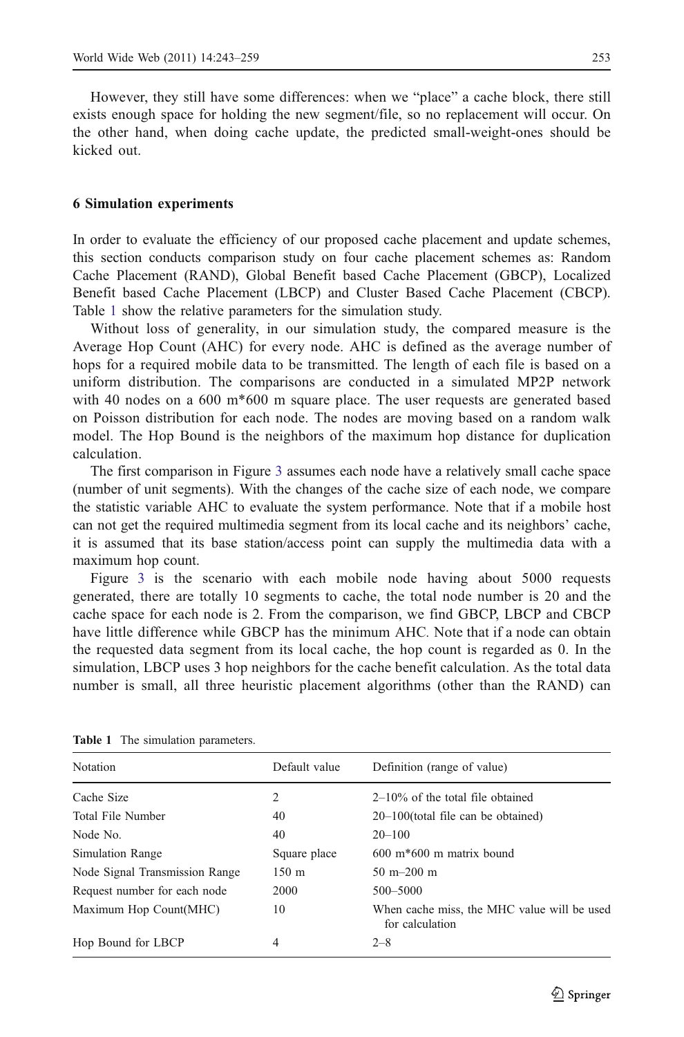However, they still have some differences: when we "place" a cache block, there still exists enough space for holding the new segment/file, so no replacement will occur. On the other hand, when doing cache update, the predicted small-weight-ones should be kicked out.

## 6 Simulation experiments

In order to evaluate the efficiency of our proposed cache placement and update schemes, this section conducts comparison study on four cache placement schemes as: Random Cache Placement (RAND), Global Benefit based Cache Placement (GBCP), Localized Benefit based Cache Placement (LBCP) and Cluster Based Cache Placement (CBCP). Table 1 show the relative parameters for the simulation study.

Without loss of generality, in our simulation study, the compared measure is the Average Hop Count (AHC) for every node. AHC is defined as the average number of hops for a required mobile data to be transmitted. The length of each file is based on a uniform distribution. The comparisons are conducted in a simulated MP2P network with 40 nodes on a 600 m*600 m square place. The user requests are generated based on Poisson distribution for each node. The nodes are moving based on a random walk model. The Hop Bound is the neighbors of the maximum hop distance for duplication calculation.

The first comparison in Figure 3 assumes each node have a relatively small cache space (number of unit segments). With the changes of the cache size of each node, we compare the statistic variable AHC to evaluate the system performance. Note that if a mobile host can not get the required multimedia segment from its local cache and its neighbors' cache, it is assumed that its base station/access point can supply the multimedia data with a maximum hop count.

Figure 3 is the scenario with each mobile node having about 5000 requests generated, there are totally 10 segments to cache, the total node number is 20 and the cache space for each node is 2. From the comparison, we find GBCP, LBCP and CBCP have little difference while GBCP has the minimum AHC. Note that if a node can obtain the requested data segment from its local cache, the hop count is regarded as 0. In the simulation, LBCP uses 3 hop neighbors for the cache benefit calculation. As the total data number is small, all three heuristic placement algorithms (other than the RAND) can

**Table 1** The simulation parameters.

| Notation | Default value | Definition (range of value) |
|---|---|---|
| Cache Size | 2 | 2–10% of the total file obtained |
| Total File Number | 40 | 20–100(total file can be obtained) |
| Node No. | 40 | 20–100 |
| Simulation Range | Square place | 600 m*600 m matrix bound |
| Node Signal Transmission Range | 150 m | 50 m–200 m |
| Request number for each node | 2000 | 500–5000 |
| Maximum Hop Count(MHC) | 10 | When cache miss, the MHC value will be used for calculation |
| Hop Bound for LBCP | 4 | 2–8 |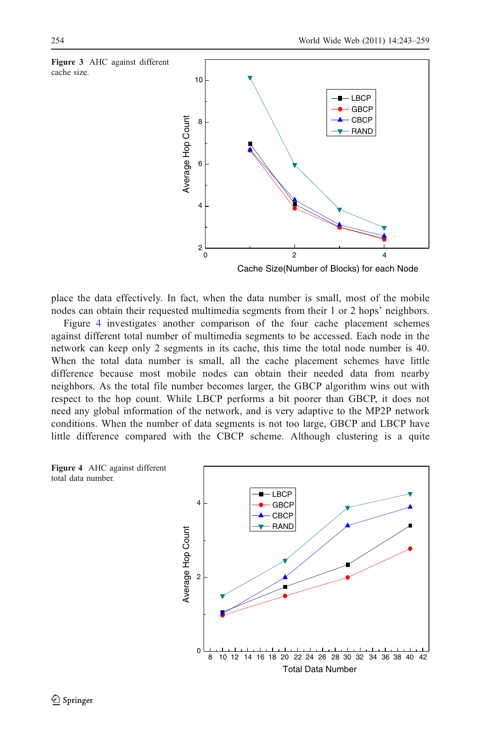**Figure 3** AHC against different cache size.

place the data effectively. In fact, when the data number is small, most of the mobile nodes can obtain their requested multimedia segments from their 1 or 2 hops' neighbors.

Figure 4 investigates another comparison of the four cache placement schemes against different total number of multimedia segments to be accessed. Each node in the network can keep only 2 segments in its cache, this time the total node number is 40. When the total data number is small, all the cache placement schemes have little difference because most mobile nodes can obtain their needed data from nearby neighbors. As the total file number becomes larger, the GBCP algorithm wins out with respect to the hop count. While LBCP performs a bit poorer than GBCP, it does not need any global information of the network, and is very adaptive to the MP2P network conditions. When the number of data segments is not too large, GBCP and LBCP have little difference compared with the CBCP scheme. Although clustering is a quite

**Figure 4** AHC against different total data number.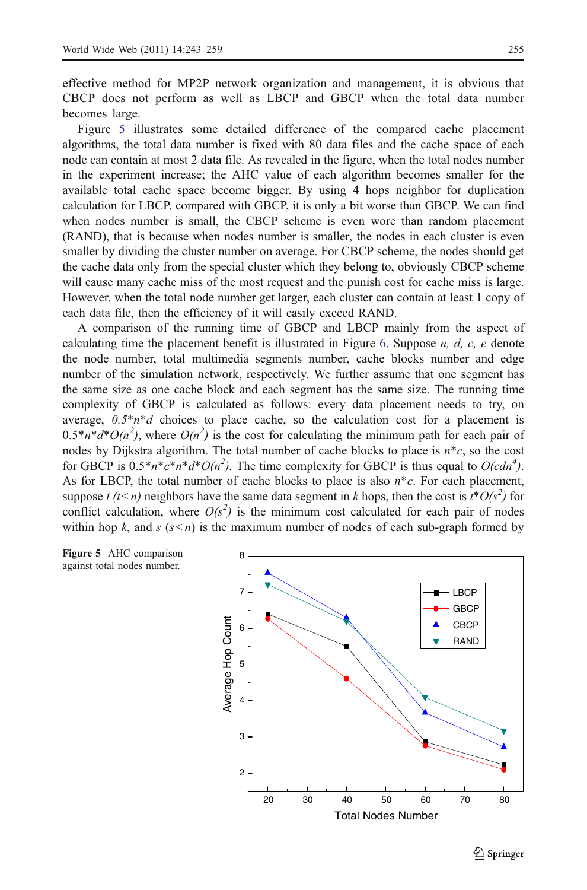effective method for MP2P network organization and management, it is obvious that CBCP does not perform as well as LBCP and GBCP when the total data number becomes large.

Figure 5 illustrates some detailed difference of the compared cache placement algorithms, the total data number is fixed with 80 data files and the cache space of each node can contain at most 2 data file. As revealed in the figure, when the total nodes number in the experiment increase; the AHC value of each algorithm becomes smaller for the available total cache space become bigger. By using 4 hops neighbor for duplication calculation for LBCP, compared with GBCP, it is only a bit worse than GBCP. We can find when nodes number is small, the CBCP scheme is even wore than random placement (RAND), that is because when nodes number is smaller, the nodes in each cluster is even smaller by dividing the cluster number on average. For CBCP scheme, the nodes should get the cache data only from the special cluster which they belong to, obviously CBCP scheme will cause many cache miss of the most request and the punish cost for cache miss is large. However, when the total node number get larger, each cluster can contain at least 1 copy of each data file, then the efficiency of it will easily exceed RAND.

A comparison of the running time of GBCP and LBCP mainly from the aspect of calculating time the placement benefit is illustrated in Figure 6. Suppose *n, d, c, e* denote the node number, total multimedia segments number, cache blocks number and edge number of the simulation network, respectively. We further assume that one segment has the same size as one cache block and each segment has the same size. The running time complexity of GBCP is calculated as follows: every data placement needs to try, on average, $0.5*n*d$ choices to place cache, so the calculation cost for a placement is $0.5*n*d*O(n^2)$, where $O(n^2)$ is the cost for calculating the minimum path for each pair of nodes by Dijkstra algorithm. The total number of cache blocks to place is $n*c$, so the cost for GBCP is $0.5*n*c*n*d*O(n^2)$. The time complexity for GBCP is thus equal to $O(cdn^4)$. As for LBCP, the total number of cache blocks to place is also $n*c$. For each placement, suppose $t$ $(t<n)$ neighbors have the same data segment in $k$ hops, then the cost is $t*O(s^2)$ for conflict calculation, where $O(s^2)$ is the minimum cost calculated for each pair of nodes within hop $k$, and $s$ $(s<n)$ is the maximum number of nodes of each sub-graph formed by

**Figure 5** AHC comparison against total nodes number.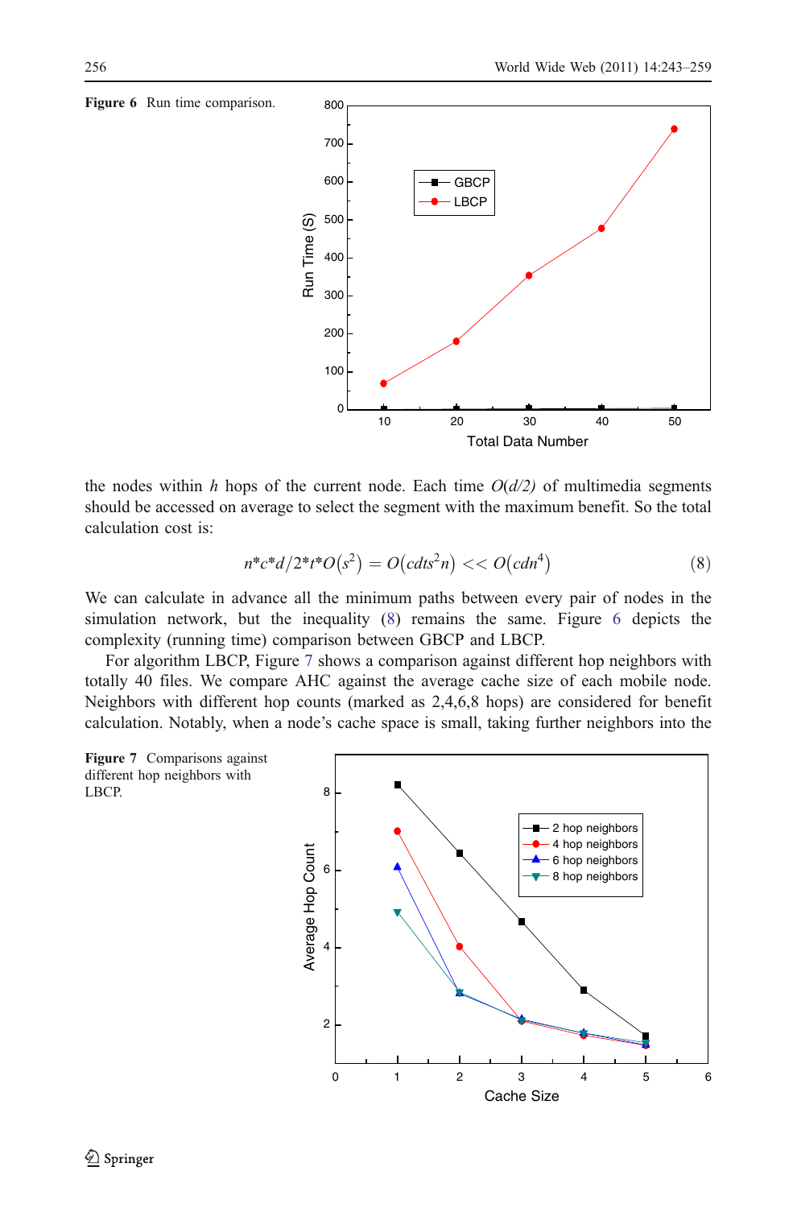Figure 6 Run time comparison.

the nodes within $h$ hops of the current node. Each time $O(d/2)$ of multimedia segments should be accessed on average to select the segment with the maximum benefit. So the total calculation cost is:

$$n*c*d/2*t*O(s^2) = O(cdts^2n) << O(cdn^4) \tag{8}$$

We can calculate in advance all the minimum paths between every pair of nodes in the simulation network, but the inequality (8) remains the same. Figure 6 depicts the complexity (running time) comparison between GBCP and LBCP.

For algorithm LBCP, Figure 7 shows a comparison against different hop neighbors with totally 40 files. We compare AHC against the average cache size of each mobile node. Neighbors with different hop counts (marked as 2,4,6,8 hops) are considered for benefit calculation. Notably, when a node's cache space is small, taking further neighbors into the

Figure 7 Comparisons against different hop neighbors with LBCP.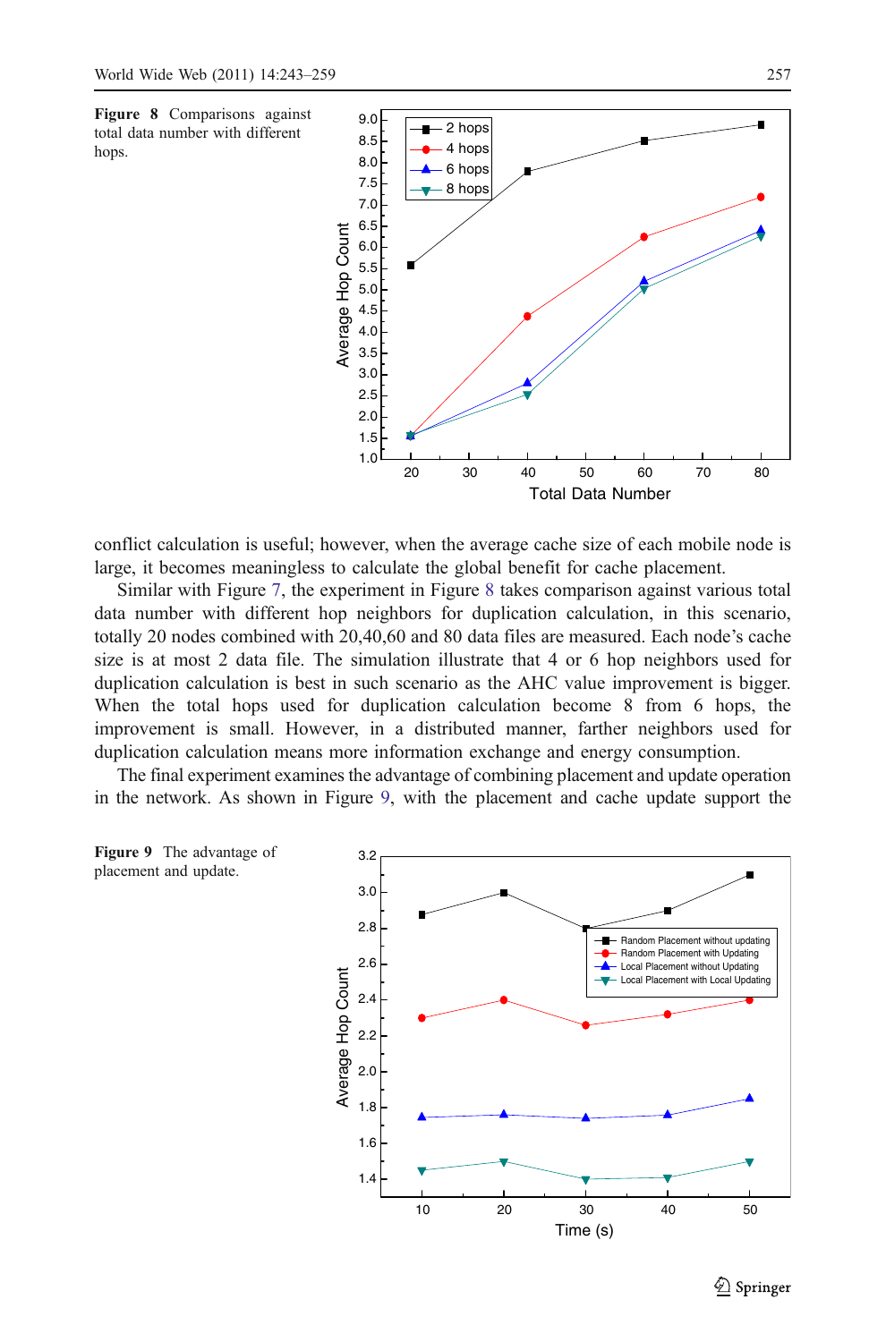**Figure 8** Comparisons against total data number with different hops.

conflict calculation is useful; however, when the average cache size of each mobile node is large, it becomes meaningless to calculate the global benefit for cache placement.

Similar with Figure 7, the experiment in Figure 8 takes comparison against various total data number with different hop neighbors for duplication calculation, in this scenario, totally 20 nodes combined with 20,40,60 and 80 data files are measured. Each node's cache size is at most 2 data file. The simulation illustrate that 4 or 6 hop neighbors used for duplication calculation is best in such scenario as the AHC value improvement is bigger. When the total hops used for duplication calculation become 8 from 6 hops, the improvement is small. However, in a distributed manner, farther neighbors used for duplication calculation means more information exchange and energy consumption.

The final experiment examines the advantage of combining placement and update operation in the network. As shown in Figure 9, with the placement and cache update support the

**Figure 9** The advantage of placement and update.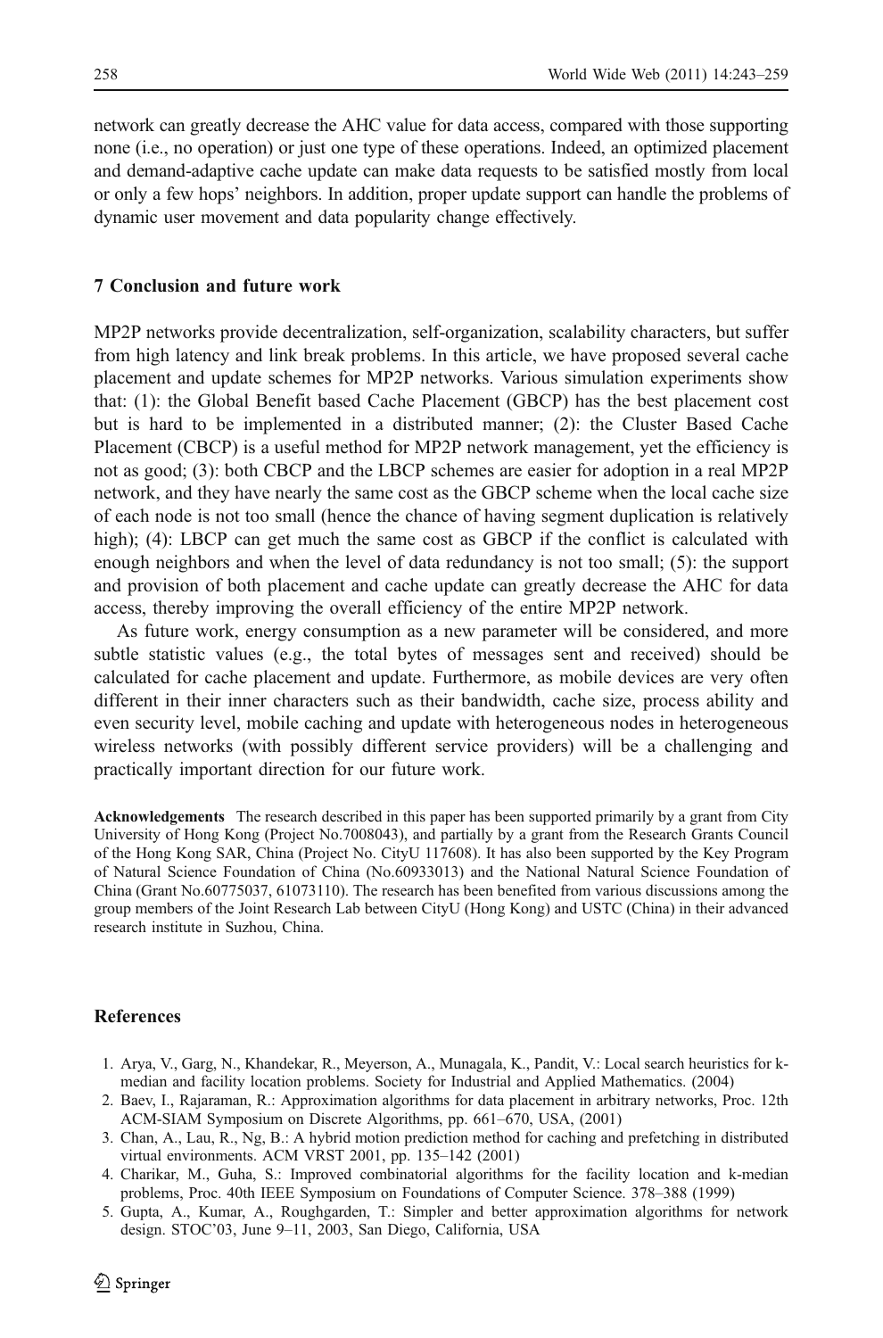network can greatly decrease the AHC value for data access, compared with those supporting none (i.e., no operation) or just one type of these operations. Indeed, an optimized placement and demand-adaptive cache update can make data requests to be satisfied mostly from local or only a few hops' neighbors. In addition, proper update support can handle the problems of dynamic user movement and data popularity change effectively.

## 7 Conclusion and future work

MP2P networks provide decentralization, self-organization, scalability characters, but suffer from high latency and link break problems. In this article, we have proposed several cache placement and update schemes for MP2P networks. Various simulation experiments show that: (1): the Global Benefit based Cache Placement (GBCP) has the best placement cost but is hard to be implemented in a distributed manner; (2): the Cluster Based Cache Placement (CBCP) is a useful method for MP2P network management, yet the efficiency is not as good; (3): both CBCP and the LBCP schemes are easier for adoption in a real MP2P network, and they have nearly the same cost as the GBCP scheme when the local cache size of each node is not too small (hence the chance of having segment duplication is relatively high); (4): LBCP can get much the same cost as GBCP if the conflict is calculated with enough neighbors and when the level of data redundancy is not too small; (5): the support and provision of both placement and cache update can greatly decrease the AHC for data access, thereby improving the overall efficiency of the entire MP2P network.

As future work, energy consumption as a new parameter will be considered, and more subtle statistic values (e.g., the total bytes of messages sent and received) should be calculated for cache placement and update. Furthermore, as mobile devices are very often different in their inner characters such as their bandwidth, cache size, process ability and even security level, mobile caching and update with heterogeneous nodes in heterogeneous wireless networks (with possibly different service providers) will be a challenging and practically important direction for our future work.

**Acknowledgements** The research described in this paper has been supported primarily by a grant from City University of Hong Kong (Project No.7008043), and partially by a grant from the Research Grants Council of the Hong Kong SAR, China (Project No. CityU 117608). It has also been supported by the Key Program of Natural Science Foundation of China (No.60933013) and the National Natural Science Foundation of China (Grant No.60775037, 61073110). The research has been benefited from various discussions among the group members of the Joint Research Lab between CityU (Hong Kong) and USTC (China) in their advanced research institute in Suzhou, China.

## References

1. Arya, V., Garg, N., Khandekar, R., Meyerson, A., Munagala, K., Pandit, V.: Local search heuristics for k-median and facility location problems. Society for Industrial and Applied Mathematics. (2004)
2. Baev, I., Rajaraman, R.: Approximation algorithms for data placement in arbitrary networks, Proc. 12th ACM-SIAM Symposium on Discrete Algorithms, pp. 661–670, USA, (2001)
3. Chan, A., Lau, R., Ng, B.: A hybrid motion prediction method for caching and prefetching in distributed virtual environments. ACM VRST 2001, pp. 135–142 (2001)
4. Charikar, M., Guha, S.: Improved combinatorial algorithms for the facility location and k-median problems, Proc. 40th IEEE Symposium on Foundations of Computer Science. 378–388 (1999)
5. Gupta, A., Kumar, A., Roughgarden, T.: Simpler and better approximation algorithms for network design. STOC'03, June 9–11, 2003, San Diego, California, USA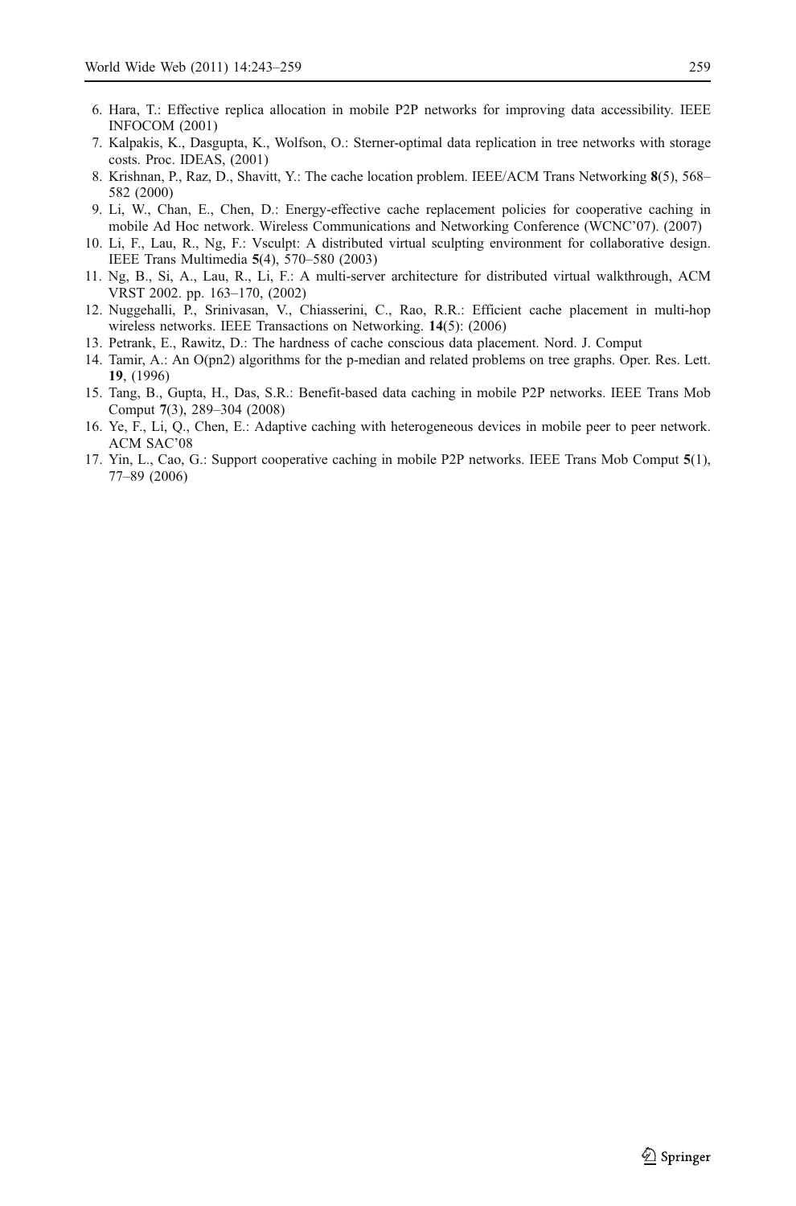6. Hara, T.: Effective replica allocation in mobile P2P networks for improving data accessibility. IEEE INFOCOM (2001)
7. Kalpakis, K., Dasgupta, K., Wolfson, O.: Sterner-optimal data replication in tree networks with storage costs. Proc. IDEAS, (2001)
8. Krishnan, P., Raz, D., Shavitt, Y.: The cache location problem. IEEE/ACM Trans Networking **8**(5), 568–582 (2000)
9. Li, W., Chan, E., Chen, D.: Energy-effective cache replacement policies for cooperative caching in mobile Ad Hoc network. Wireless Communications and Networking Conference (WCNC'07). (2007)
10. Li, F., Lau, R., Ng, F.: Vsculpt: A distributed virtual sculpting environment for collaborative design. IEEE Trans Multimedia **5**(4), 570–580 (2003)
11. Ng, B., Si, A., Lau, R., Li, F.: A multi-server architecture for distributed virtual walkthrough, ACM VRST 2002. pp. 163–170, (2002)
12. Nuggehalli, P., Srinivasan, V., Chiasserini, C., Rao, R.R.: Efficient cache placement in multi-hop wireless networks. IEEE Transactions on Networking. **14**(5): (2006)
13. Petrank, E., Rawitz, D.: The hardness of cache conscious data placement. Nord. J. Comput
14. Tamir, A.: An O(pn2) algorithms for the p-median and related problems on tree graphs. Oper. Res. Lett. **19**, (1996)
15. Tang, B., Gupta, H., Das, S.R.: Benefit-based data caching in mobile P2P networks. IEEE Trans Mob Comput **7**(3), 289–304 (2008)
16. Ye, F., Li, Q., Chen, E.: Adaptive caching with heterogeneous devices in mobile peer to peer network. ACM SAC'08
17. Yin, L., Cao, G.: Support cooperative caching in mobile P2P networks. IEEE Trans Mob Comput **5**(1), 77–89 (2006)